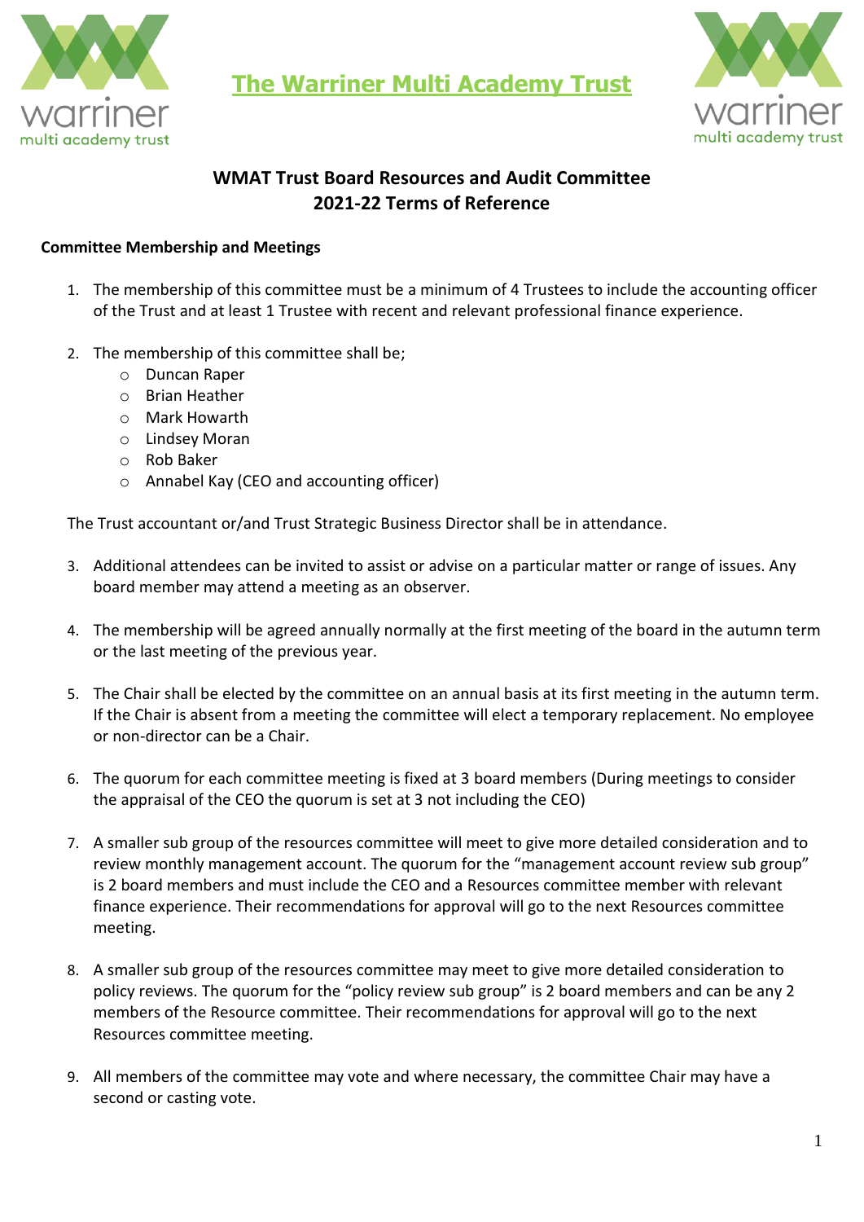# The Warriner Multi Academy Trust

## WMAT Trust Board Resources and Audit Committee 2021-22 Terms of Reference

### Committee Membership and Meetings

1. The membership of this committee must be a minimum of 4 Trustees to include the accounting officer of the Trust and at least 1 Trustee with recent and relevant professional finance experience.

2. The membership of this committee shall be;
    - Duncan Raper
    - Brian Heather
    - Mark Howarth
    - Lindsey Moran
    - Rob Baker
    - Annabel Kay (CEO and accounting officer)

The Trust accountant or/and Trust Strategic Business Director shall be in attendance.

3. Additional attendees can be invited to assist or advise on a particular matter or range of issues. Any board member may attend a meeting as an observer.

4. The membership will be agreed annually normally at the first meeting of the board in the autumn term or the last meeting of the previous year.

5. The Chair shall be elected by the committee on an annual basis at its first meeting in the autumn term. If the Chair is absent from a meeting the committee will elect a temporary replacement. No employee or non-director can be a Chair.

6. The quorum for each committee meeting is fixed at 3 board members (During meetings to consider the appraisal of the CEO the quorum is set at 3 not including the CEO)

7. A smaller sub group of the resources committee will meet to give more detailed consideration and to review monthly management account. The quorum for the "management account review sub group" is 2 board members and must include the CEO and a Resources committee member with relevant finance experience. Their recommendations for approval will go to the next Resources committee meeting.

8. A smaller sub group of the resources committee may meet to give more detailed consideration to policy reviews. The quorum for the "policy review sub group" is 2 board members and can be any 2 members of the Resource committee. Their recommendations for approval will go to the next Resources committee meeting.

9. All members of the committee may vote and where necessary, the committee Chair may have a second or casting vote.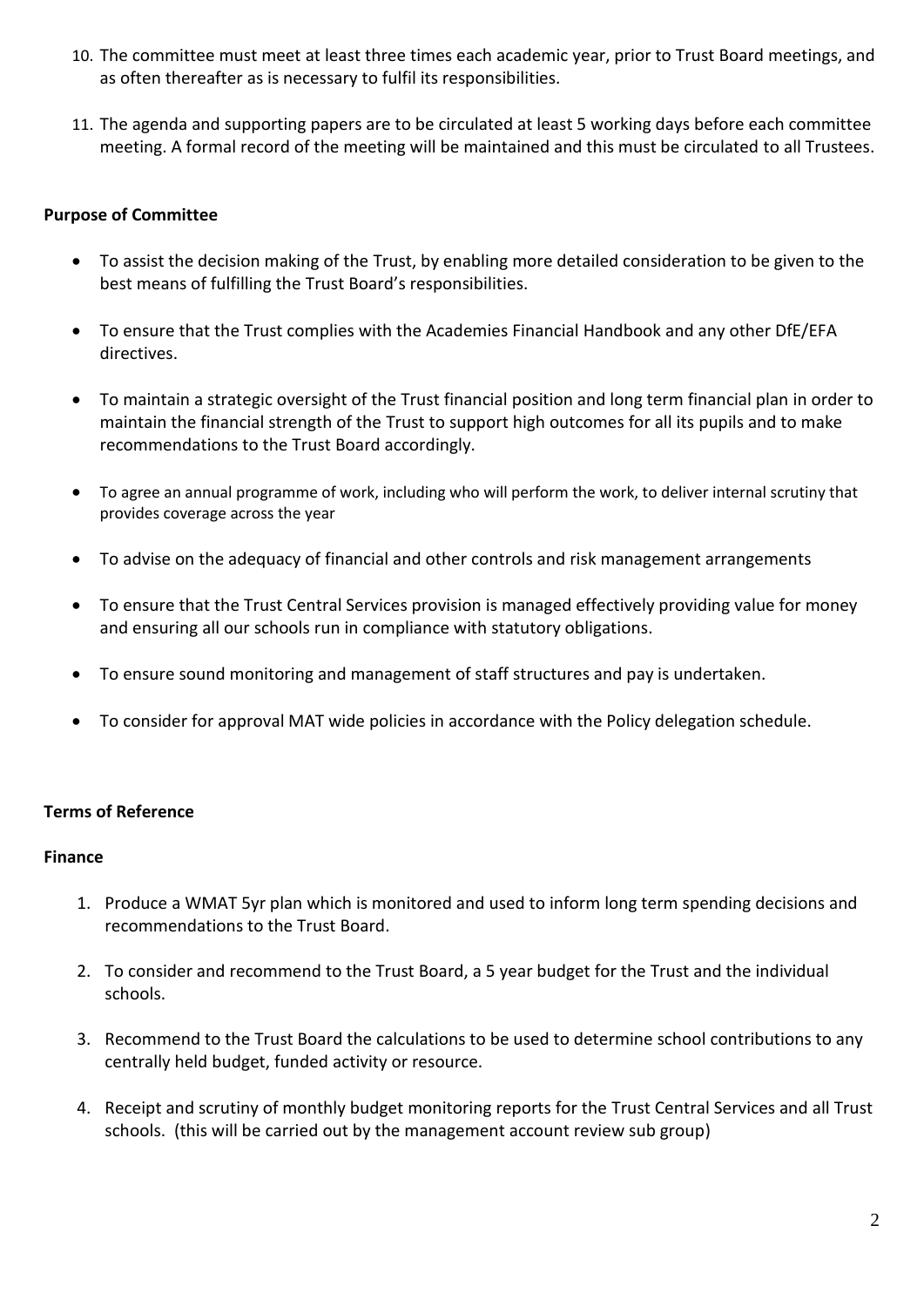10. The committee must meet at least three times each academic year, prior to Trust Board meetings, and as often thereafter as is necessary to fulfil its responsibilities.

11. The agenda and supporting papers are to be circulated at least 5 working days before each committee meeting. A formal record of the meeting will be maintained and this must be circulated to all Trustees.

**Purpose of Committee**

- To assist the decision making of the Trust, by enabling more detailed consideration to be given to the best means of fulfilling the Trust Board's responsibilities.
- To ensure that the Trust complies with the Academies Financial Handbook and any other DfE/EFA directives.
- To maintain a strategic oversight of the Trust financial position and long term financial plan in order to maintain the financial strength of the Trust to support high outcomes for all its pupils and to make recommendations to the Trust Board accordingly.
- To agree an annual programme of work, including who will perform the work, to deliver internal scrutiny that provides coverage across the year
- To advise on the adequacy of financial and other controls and risk management arrangements
- To ensure that the Trust Central Services provision is managed effectively providing value for money and ensuring all our schools run in compliance with statutory obligations.
- To ensure sound monitoring and management of staff structures and pay is undertaken.
- To consider for approval MAT wide policies in accordance with the Policy delegation schedule.

**Terms of Reference**

**Finance**

1. Produce a WMAT 5yr plan which is monitored and used to inform long term spending decisions and recommendations to the Trust Board.
2. To consider and recommend to the Trust Board, a 5 year budget for the Trust and the individual schools.
3. Recommend to the Trust Board the calculations to be used to determine school contributions to any centrally held budget, funded activity or resource.
4. Receipt and scrutiny of monthly budget monitoring reports for the Trust Central Services and all Trust schools. (this will be carried out by the management account review sub group)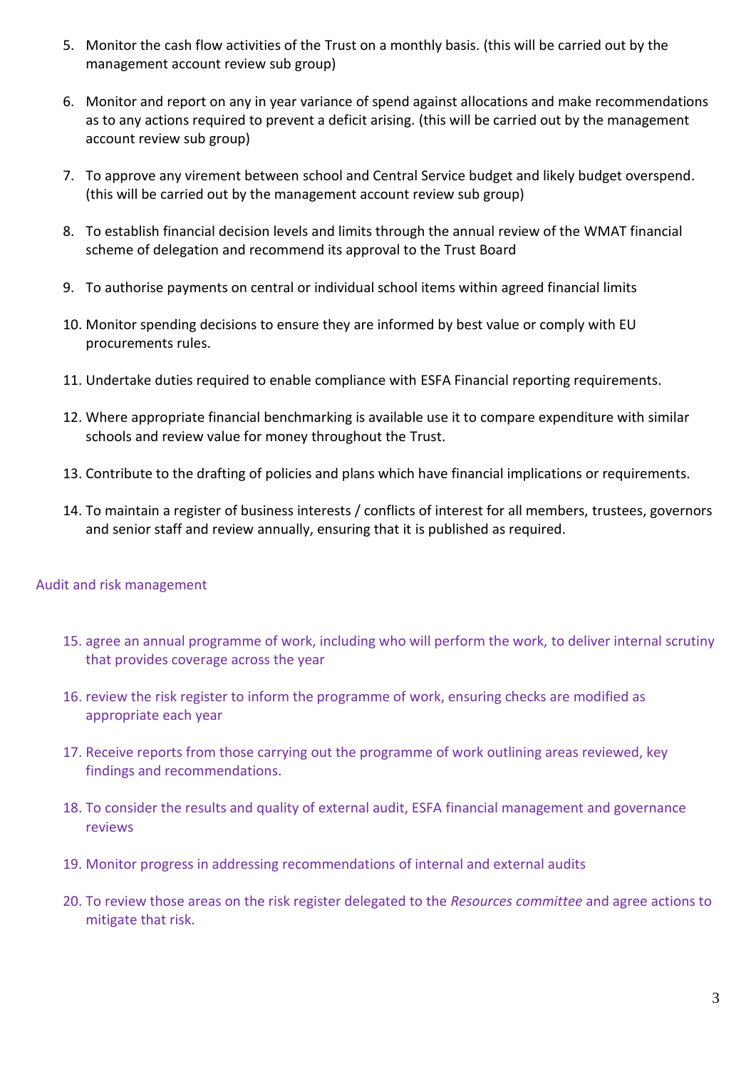5. Monitor the cash flow activities of the Trust on a monthly basis. (this will be carried out by the management account review sub group)

6. Monitor and report on any in year variance of spend against allocations and make recommendations as to any actions required to prevent a deficit arising. (this will be carried out by the management account review sub group)

7. To approve any virement between school and Central Service budget and likely budget overspend. (this will be carried out by the management account review sub group)

8. To establish financial decision levels and limits through the annual review of the WMAT financial scheme of delegation and recommend its approval to the Trust Board

9. To authorise payments on central or individual school items within agreed financial limits

10. Monitor spending decisions to ensure they are informed by best value or comply with EU procurements rules.

11. Undertake duties required to enable compliance with ESFA Financial reporting requirements.

12. Where appropriate financial benchmarking is available use it to compare expenditure with similar schools and review value for money throughout the Trust.

13. Contribute to the drafting of policies and plans which have financial implications or requirements.

14. To maintain a register of business interests / conflicts of interest for all members, trustees, governors and senior staff and review annually, ensuring that it is published as required.

## Audit and risk management

15. agree an annual programme of work, including who will perform the work, to deliver internal scrutiny that provides coverage across the year

16. review the risk register to inform the programme of work, ensuring checks are modified as appropriate each year

17. Receive reports from those carrying out the programme of work outlining areas reviewed, key findings and recommendations.

18. To consider the results and quality of external audit, ESFA financial management and governance reviews

19. Monitor progress in addressing recommendations of internal and external audits

20. To review those areas on the risk register delegated to the *Resources committee* and agree actions to mitigate that risk.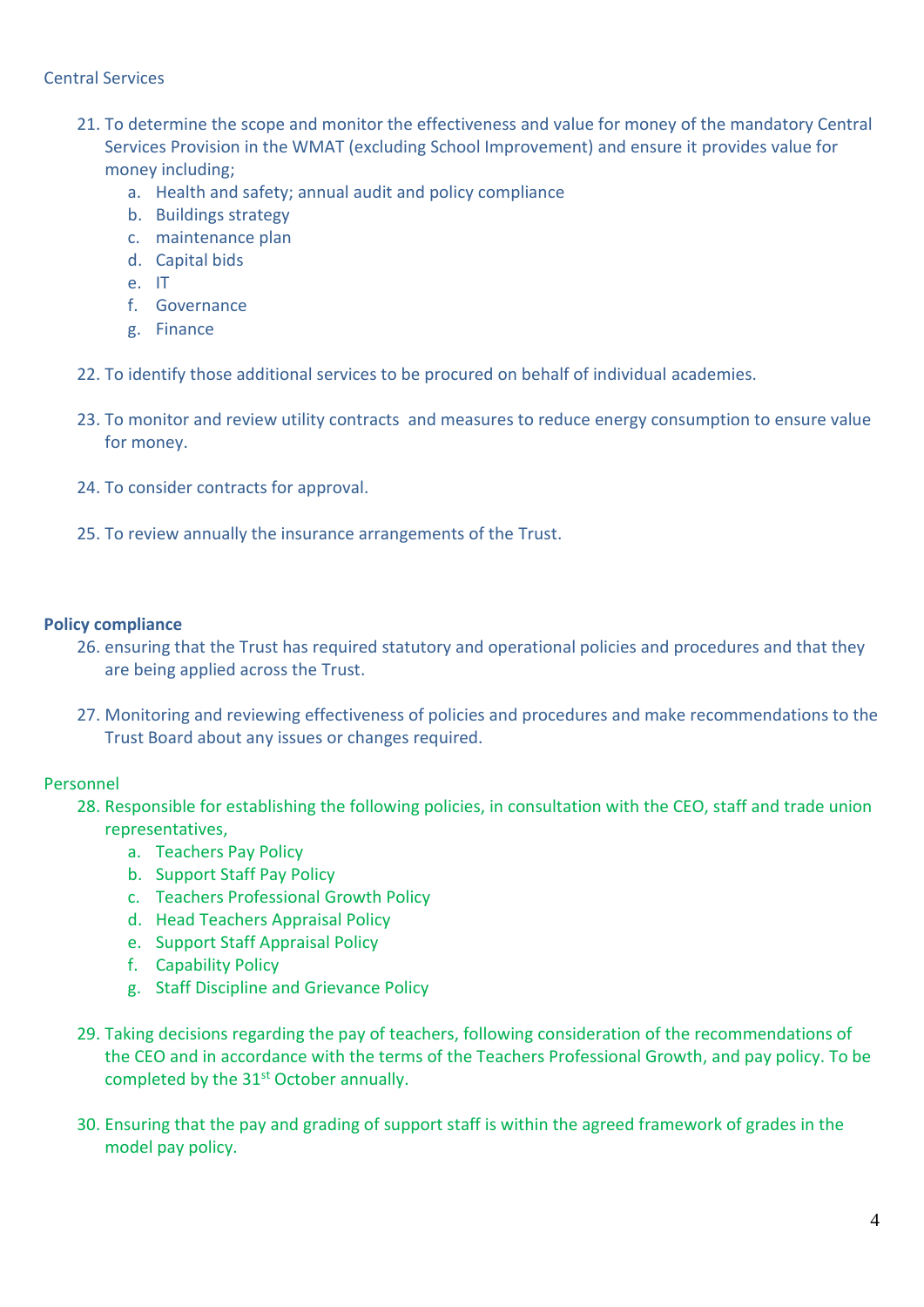Central Services

21. To determine the scope and monitor the effectiveness and value for money of the mandatory Central Services Provision in the WMAT (excluding School Improvement) and ensure it provides value for money including;
    a. Health and safety; annual audit and policy compliance
    b. Buildings strategy
    c. maintenance plan
    d. Capital bids
    e. IT
    f. Governance
    g. Finance

22. To identify those additional services to be procured on behalf of individual academies.

23. To monitor and review utility contracts and measures to reduce energy consumption to ensure value for money.

24. To consider contracts for approval.

25. To review annually the insurance arrangements of the Trust.

**Policy compliance**

26. ensuring that the Trust has required statutory and operational policies and procedures and that they are being applied across the Trust.

27. Monitoring and reviewing effectiveness of policies and procedures and make recommendations to the Trust Board about any issues or changes required.

Personnel

28. Responsible for establishing the following policies, in consultation with the CEO, staff and trade union representatives,
    a. Teachers Pay Policy
    b. Support Staff Pay Policy
    c. Teachers Professional Growth Policy
    d. Head Teachers Appraisal Policy
    e. Support Staff Appraisal Policy
    f. Capability Policy
    g. Staff Discipline and Grievance Policy

29. Taking decisions regarding the pay of teachers, following consideration of the recommendations of the CEO and in accordance with the terms of the Teachers Professional Growth, and pay policy. To be completed by the 31st October annually.

30. Ensuring that the pay and grading of support staff is within the agreed framework of grades in the model pay policy.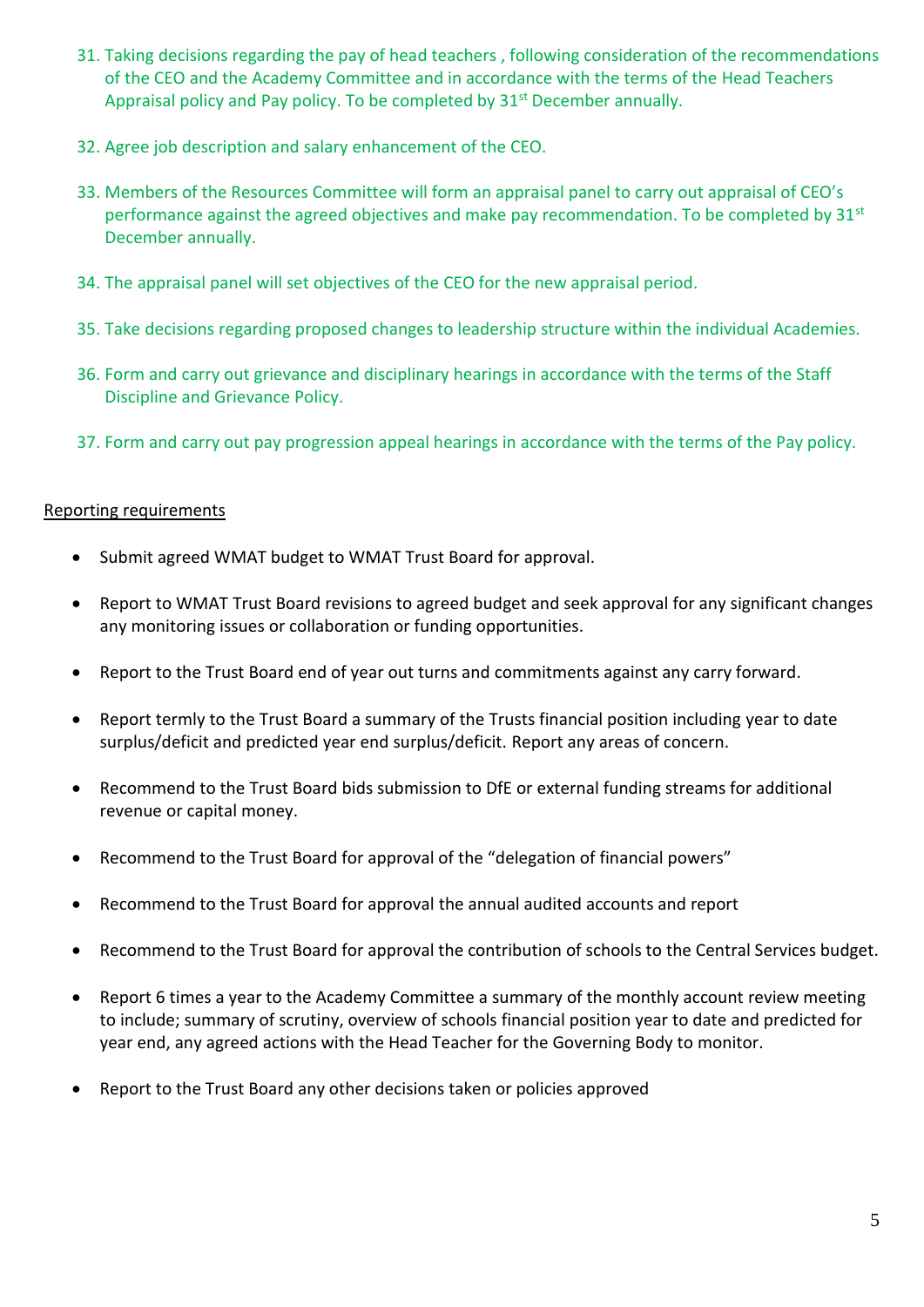31. Taking decisions regarding the pay of head teachers , following consideration of the recommendations of the CEO and the Academy Committee and in accordance with the terms of the Head Teachers Appraisal policy and Pay policy. To be completed by 31st December annually.

32. Agree job description and salary enhancement of the CEO.

33. Members of the Resources Committee will form an appraisal panel to carry out appraisal of CEO's performance against the agreed objectives and make pay recommendation. To be completed by 31st December annually.

34. The appraisal panel will set objectives of the CEO for the new appraisal period.

35. Take decisions regarding proposed changes to leadership structure within the individual Academies.

36. Form and carry out grievance and disciplinary hearings in accordance with the terms of the Staff Discipline and Grievance Policy.

37. Form and carry out pay progression appeal hearings in accordance with the terms of the Pay policy.

<u>Reporting requirements</u>

- Submit agreed WMAT budget to WMAT Trust Board for approval.
- Report to WMAT Trust Board revisions to agreed budget and seek approval for any significant changes any monitoring issues or collaboration or funding opportunities.
- Report to the Trust Board end of year out turns and commitments against any carry forward.
- Report termly to the Trust Board a summary of the Trusts financial position including year to date surplus/deficit and predicted year end surplus/deficit. Report any areas of concern.
- Recommend to the Trust Board bids submission to DfE or external funding streams for additional revenue or capital money.
- Recommend to the Trust Board for approval of the "delegation of financial powers"
- Recommend to the Trust Board for approval the annual audited accounts and report
- Recommend to the Trust Board for approval the contribution of schools to the Central Services budget.
- Report 6 times a year to the Academy Committee a summary of the monthly account review meeting to include; summary of scrutiny, overview of schools financial position year to date and predicted for year end, any agreed actions with the Head Teacher for the Governing Body to monitor.
- Report to the Trust Board any other decisions taken or policies approved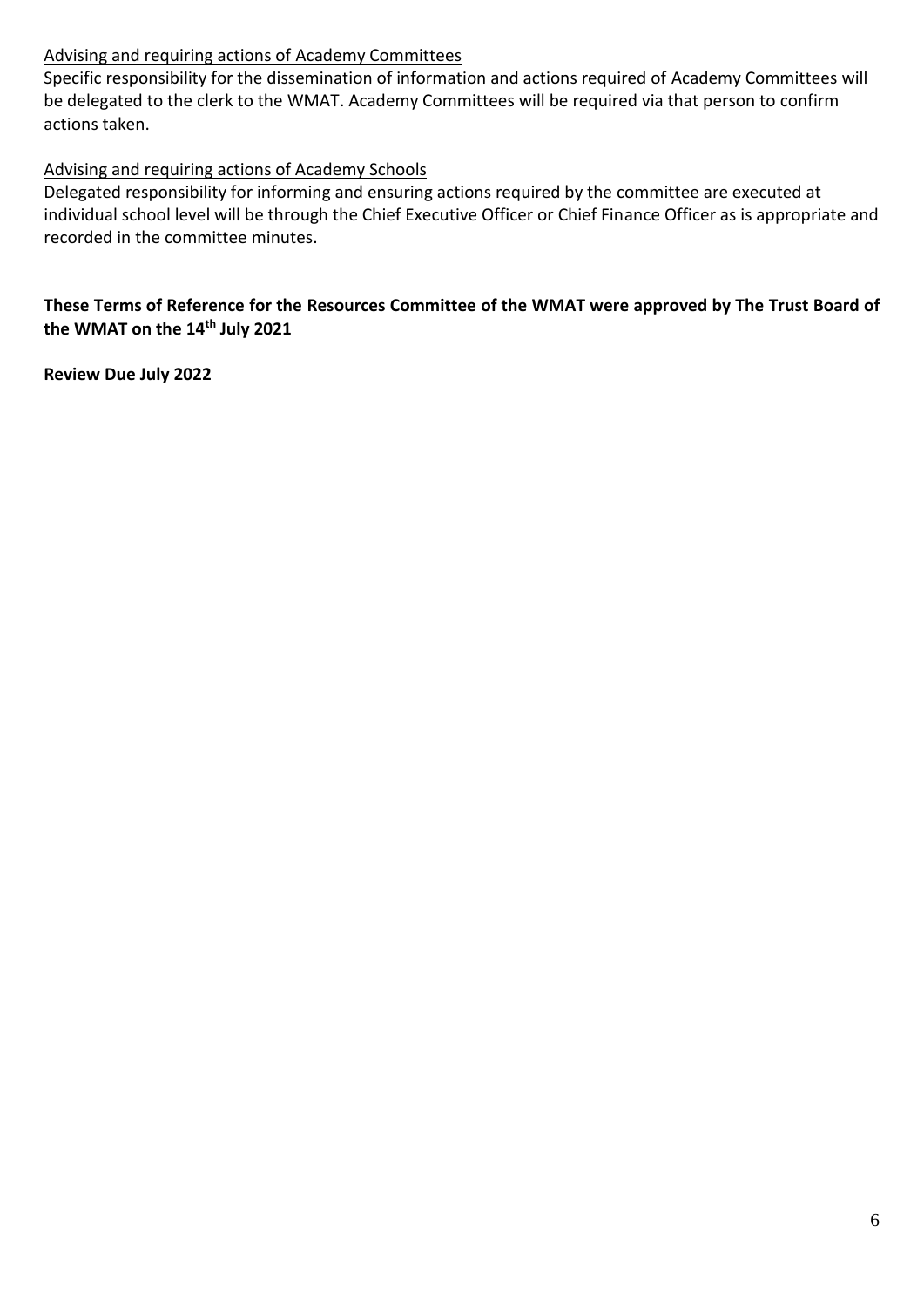Advising and requiring actions of Academy Committees

Specific responsibility for the dissemination of information and actions required of Academy Committees will be delegated to the clerk to the WMAT. Academy Committees will be required via that person to confirm actions taken.

Advising and requiring actions of Academy Schools

Delegated responsibility for informing and ensuring actions required by the committee are executed at individual school level will be through the Chief Executive Officer or Chief Finance Officer as is appropriate and recorded in the committee minutes.

**These Terms of Reference for the Resources Committee of the WMAT were approved by The Trust Board of the WMAT on the 14th July 2021**

**Review Due July 2022**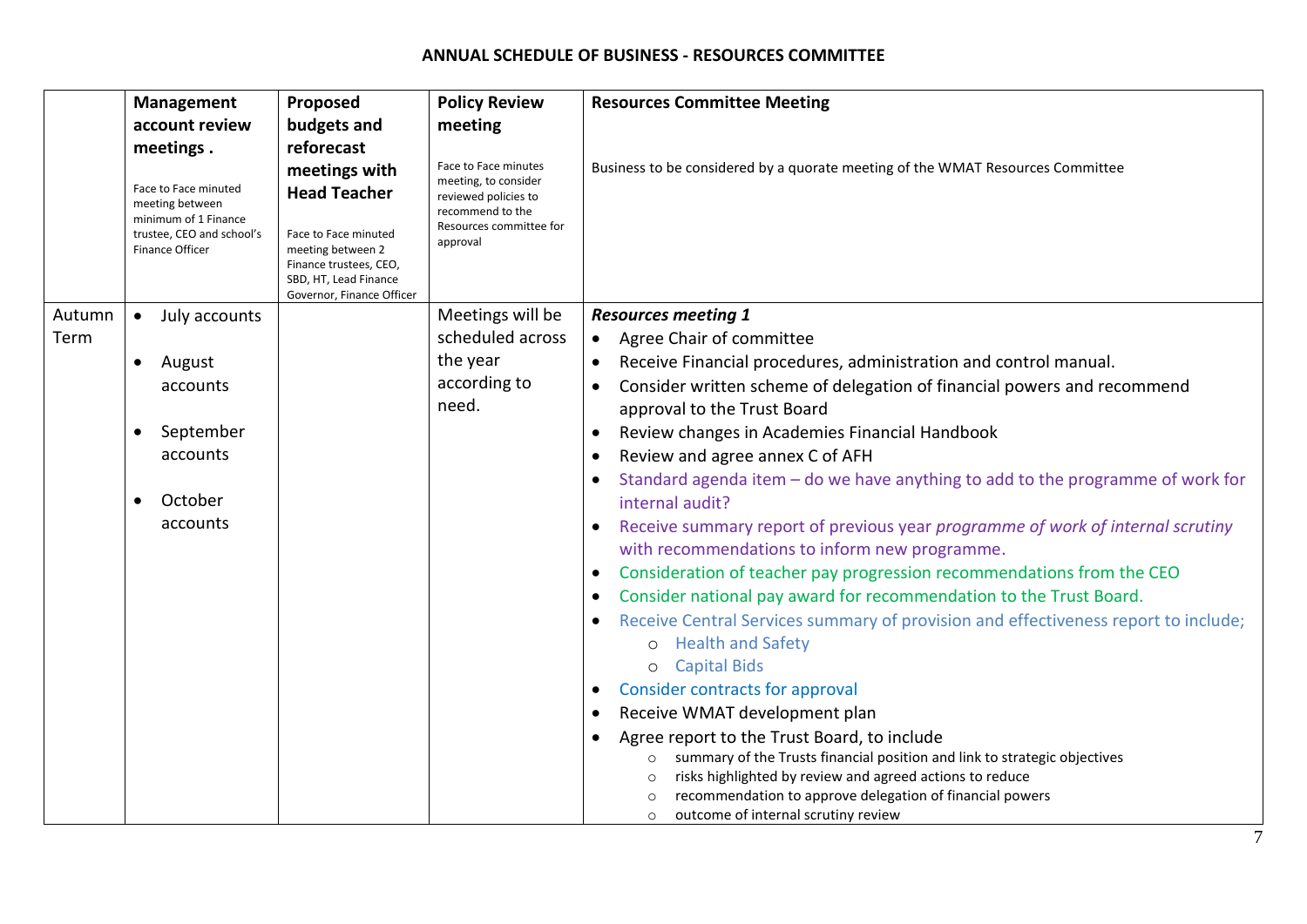# ANNUAL SCHEDULE OF BUSINESS - RESOURCES COMMITTEE

| | **Management account review meetings .**<br>Face to Face minuted meeting between minimum of 1 Finance trustee, CEO and school's Finance Officer | **Proposed budgets and reforecast meetings with Head Teacher**<br>Face to Face minuted meeting between 2 Finance trustees, CEO, SBD, HT, Lead Finance Governor, Finance Officer | **Policy Review meeting**<br>Face to Face minutes meeting, to consider reviewed policies to recommend to the Resources committee for approval | **Resources Committee Meeting**<br>Business to be considered by a quorate meeting of the WMAT Resources Committee |
|---|---|---|---|---|
| Autumn Term | • July accounts<br>• August accounts<br>• September accounts<br>• October accounts | | Meetings will be scheduled across the year according to need. | ***Resources meeting 1***<br>• Agree Chair of committee<br>• Receive Financial procedures, administration and control manual.<br>• Consider written scheme of delegation of financial powers and recommend approval to the Trust Board<br>• Review changes in Academies Financial Handbook<br>• Review and agree annex C of AFH<br>• Standard agenda item – do we have anything to add to the programme of work for internal audit?<br>• Receive summary report of previous year *programme of work of internal scrutiny* with recommendations to inform new programme.<br>• Consideration of teacher pay progression recommendations from the CEO<br>• Consider national pay award for recommendation to the Trust Board.<br>• Receive Central Services summary of provision and effectiveness report to include;<br>  ○ Health and Safety<br>  ○ Capital Bids<br>• Consider contracts for approval<br>• Receive WMAT development plan<br>• Agree report to the Trust Board, to include<br>  ○ summary of the Trusts financial position and link to strategic objectives<br>  ○ risks highlighted by review and agreed actions to reduce<br>  ○ recommendation to approve delegation of financial powers<br>  ○ outcome of internal scrutiny review |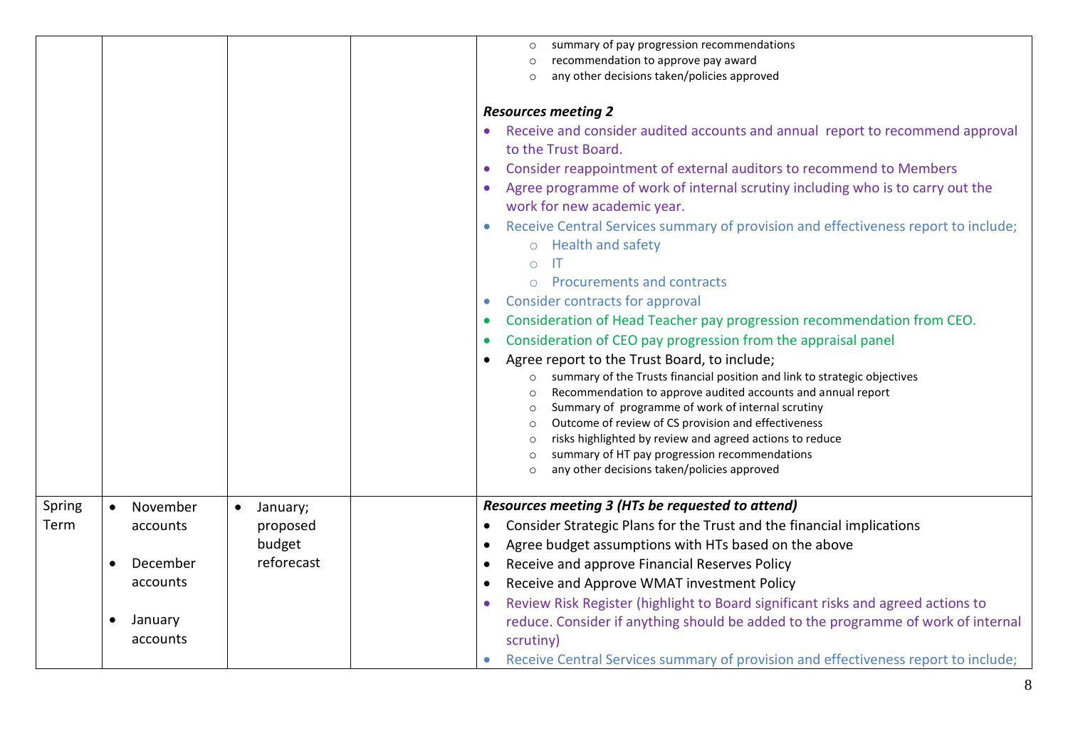| | | | | |
|---|---|---|---|---|
| | | | | ○ summary of pay progression recommendations<br>○ recommendation to approve pay award<br>○ any other decisions taken/policies approved<br><br>***Resources meeting 2***<br>• Receive and consider audited accounts and annual report to recommend approval to the Trust Board.<br>• Consider reappointment of external auditors to recommend to Members<br>• Agree programme of work of internal scrutiny including who is to carry out the work for new academic year.<br>• Receive Central Services summary of provision and effectiveness report to include;<br>○ Health and safety<br>○ IT<br>○ Procurements and contracts<br>• Consider contracts for approval<br>• Consideration of Head Teacher pay progression recommendation from CEO.<br>• Consideration of CEO pay progression from the appraisal panel<br>• Agree report to the Trust Board, to include;<br>○ summary of the Trusts financial position and link to strategic objectives<br>○ Recommendation to approve audited accounts and annual report<br>○ Summary of programme of work of internal scrutiny<br>○ Outcome of review of CS provision and effectiveness<br>○ risks highlighted by review and agreed actions to reduce<br>○ summary of HT pay progression recommendations<br>○ any other decisions taken/policies approved |
| Spring Term | • November accounts<br><br>• December accounts<br><br>• January accounts | • January; proposed budget reforecast | | ***Resources meeting 3 (HTs be requested to attend)***<br>• Consider Strategic Plans for the Trust and the financial implications<br>• Agree budget assumptions with HTs based on the above<br>• Receive and approve Financial Reserves Policy<br>• Receive and Approve WMAT investment Policy<br>• Review Risk Register (highlight to Board significant risks and agreed actions to reduce. Consider if anything should be added to the programme of work of internal scrutiny)<br>• Receive Central Services summary of provision and effectiveness report to include; |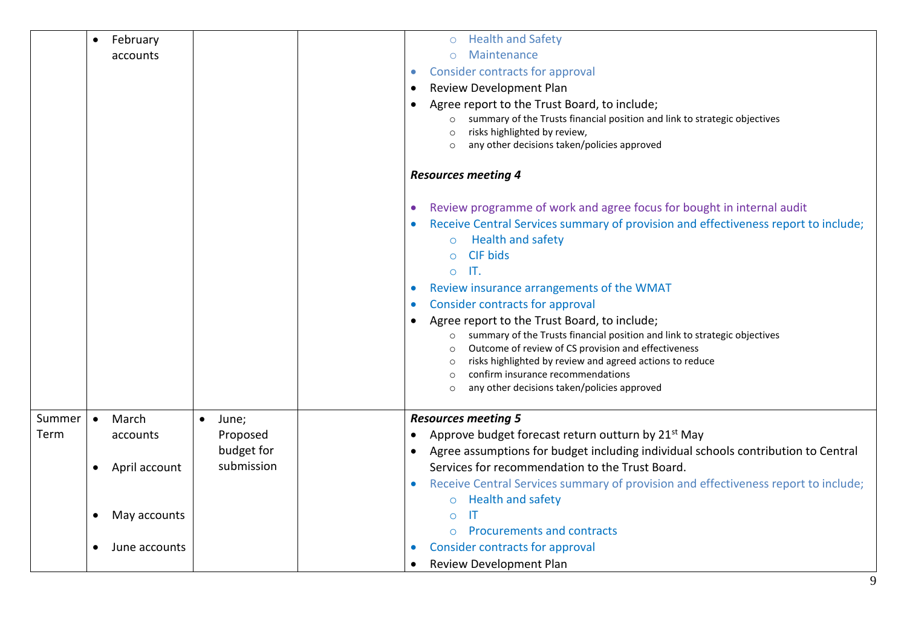|  |  |  |  |  |
|---|---|---|---|---|
|  | • February accounts |  |  | ○ Health and Safety<br>○ Maintenance<br>• Consider contracts for approval<br>• Review Development Plan<br>• Agree report to the Trust Board, to include;<br>○ summary of the Trusts financial position and link to strategic objectives<br>○ risks highlighted by review,<br>○ any other decisions taken/policies approved<br><br>***Resources meeting 4***<br><br>• Review programme of work and agree focus for bought in internal audit<br>• Receive Central Services summary of provision and effectiveness report to include;<br>○ Health and safety<br>○ CIF bids<br>○ IT.<br>• Review insurance arrangements of the WMAT<br>• Consider contracts for approval<br>• Agree report to the Trust Board, to include;<br>○ summary of the Trusts financial position and link to strategic objectives<br>○ Outcome of review of CS provision and effectiveness<br>○ risks highlighted by review and agreed actions to reduce<br>○ confirm insurance recommendations<br>○ any other decisions taken/policies approved |
| Summer Term | • March accounts<br><br>• April account<br><br>• May accounts<br><br>• June accounts | • June; Proposed budget for submission |  | ***Resources meeting 5***<br>• Approve budget forecast return outturn by 21st May<br>• Agree assumptions for budget including individual schools contribution to Central Services for recommendation to the Trust Board.<br>• Receive Central Services summary of provision and effectiveness report to include;<br>○ Health and safety<br>○ IT<br>○ Procurements and contracts<br>• Consider contracts for approval<br>• Review Development Plan |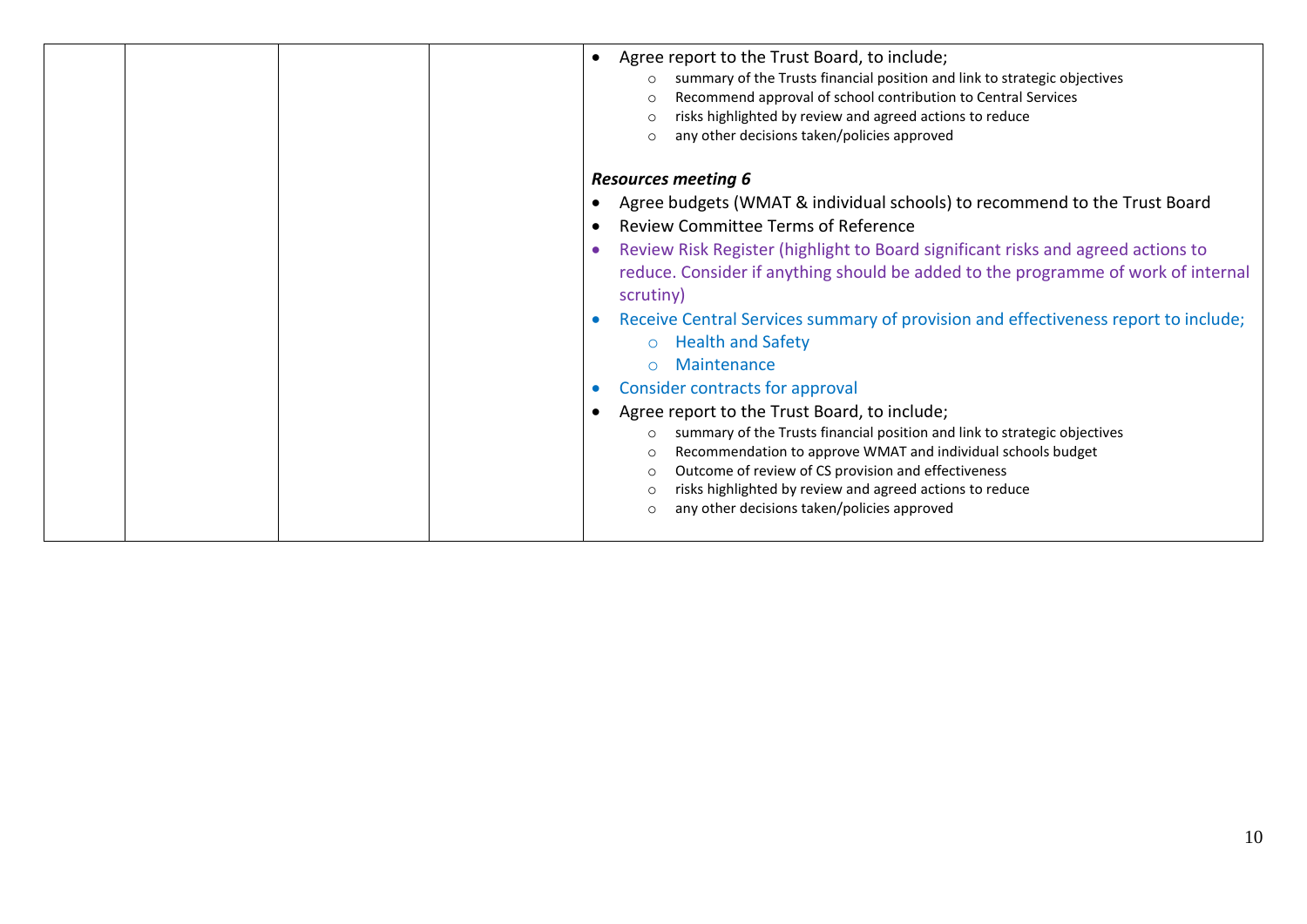| | | | | |
|---|---|---|---|---|
| | | | | • Agree report to the Trust Board, to include;<br>  ○ summary of the Trusts financial position and link to strategic objectives<br>  ○ Recommend approval of school contribution to Central Services<br>  ○ risks highlighted by review and agreed actions to reduce<br>  ○ any other decisions taken/policies approved<br><br>***Resources meeting 6***<br>• Agree budgets (WMAT & individual schools) to recommend to the Trust Board<br>• Review Committee Terms of Reference<br>• Review Risk Register (highlight to Board significant risks and agreed actions to reduce. Consider if anything should be added to the programme of work of internal scrutiny)<br>• Receive Central Services summary of provision and effectiveness report to include;<br>  ○ Health and Safety<br>  ○ Maintenance<br>• Consider contracts for approval<br>• Agree report to the Trust Board, to include;<br>  ○ summary of the Trusts financial position and link to strategic objectives<br>  ○ Recommendation to approve WMAT and individual schools budget<br>  ○ Outcome of review of CS provision and effectiveness<br>  ○ risks highlighted by review and agreed actions to reduce<br>  ○ any other decisions taken/policies approved |